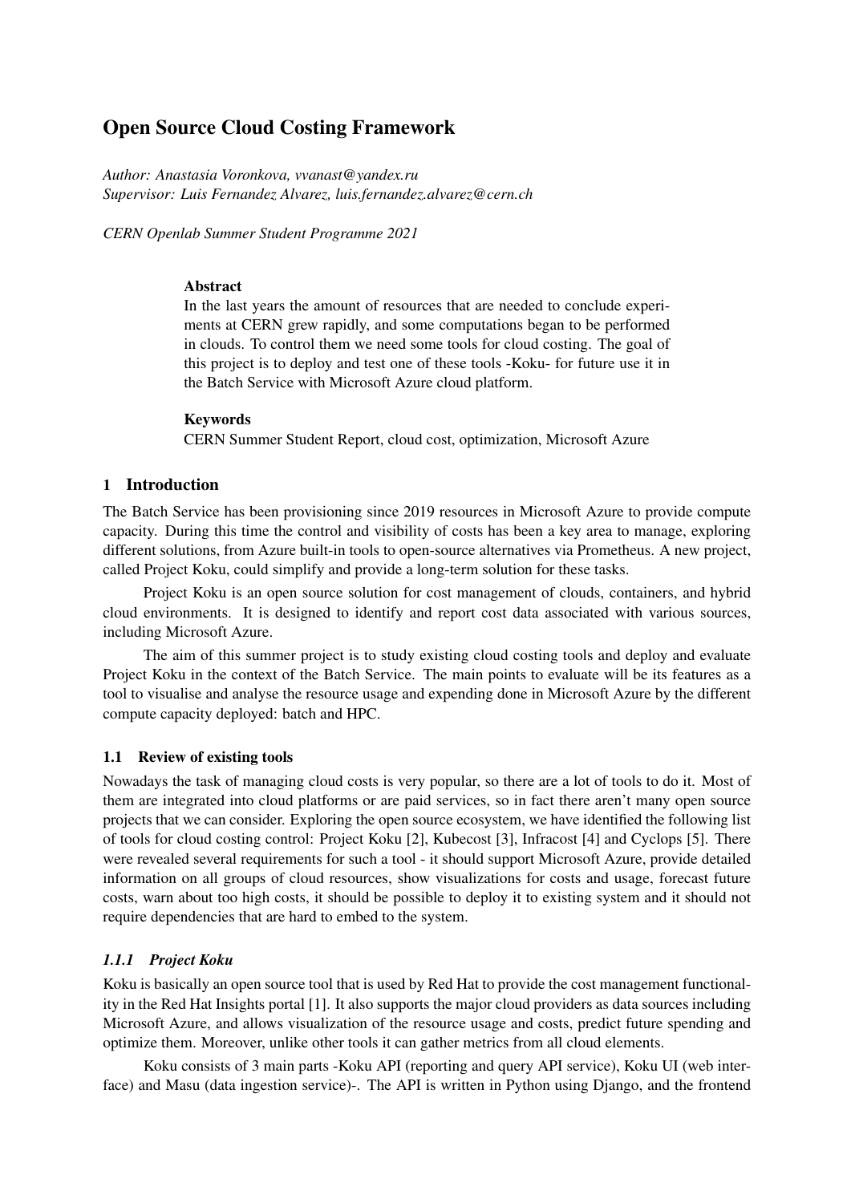# Open Source Cloud Costing Framework

*Author: Anastasia Voronkova, vvanast@yandex.ru*
*Supervisor: Luis Fernandez Alvarez, luis.fernandez.alvarez@cern.ch*

*CERN Openlab Summer Student Programme 2021*

**Abstract**

In the last years the amount of resources that are needed to conclude experiments at CERN grew rapidly, and some computations began to be performed in clouds. To control them we need some tools for cloud costing. The goal of this project is to deploy and test one of these tools -Koku- for future use it in the Batch Service with Microsoft Azure cloud platform.

**Keywords**

CERN Summer Student Report, cloud cost, optimization, Microsoft Azure

## 1 Introduction

The Batch Service has been provisioning since 2019 resources in Microsoft Azure to provide compute capacity. During this time the control and visibility of costs has been a key area to manage, exploring different solutions, from Azure built-in tools to open-source alternatives via Prometheus. A new project, called Project Koku, could simplify and provide a long-term solution for these tasks.

Project Koku is an open source solution for cost management of clouds, containers, and hybrid cloud environments. It is designed to identify and report cost data associated with various sources, including Microsoft Azure.

The aim of this summer project is to study existing cloud costing tools and deploy and evaluate Project Koku in the context of the Batch Service. The main points to evaluate will be its features as a tool to visualise and analyse the resource usage and expending done in Microsoft Azure by the different compute capacity deployed: batch and HPC.

### 1.1 Review of existing tools

Nowadays the task of managing cloud costs is very popular, so there are a lot of tools to do it. Most of them are integrated into cloud platforms or are paid services, so in fact there aren't many open source projects that we can consider. Exploring the open source ecosystem, we have identified the following list of tools for cloud costing control: Project Koku [2], Kubecost [3], Infracost [4] and Cyclops [5]. There were revealed several requirements for such a tool - it should support Microsoft Azure, provide detailed information on all groups of cloud resources, show visualizations for costs and usage, forecast future costs, warn about too high costs, it should be possible to deploy it to existing system and it should not require dependencies that are hard to embed to the system.

#### *1.1.1 Project Koku*

Koku is basically an open source tool that is used by Red Hat to provide the cost management functionality in the Red Hat Insights portal [1]. It also supports the major cloud providers as data sources including Microsoft Azure, and allows visualization of the resource usage and costs, predict future spending and optimize them. Moreover, unlike other tools it can gather metrics from all cloud elements.

Koku consists of 3 main parts -Koku API (reporting and query API service), Koku UI (web interface) and Masu (data ingestion service)-. The API is written in Python using Django, and the frontend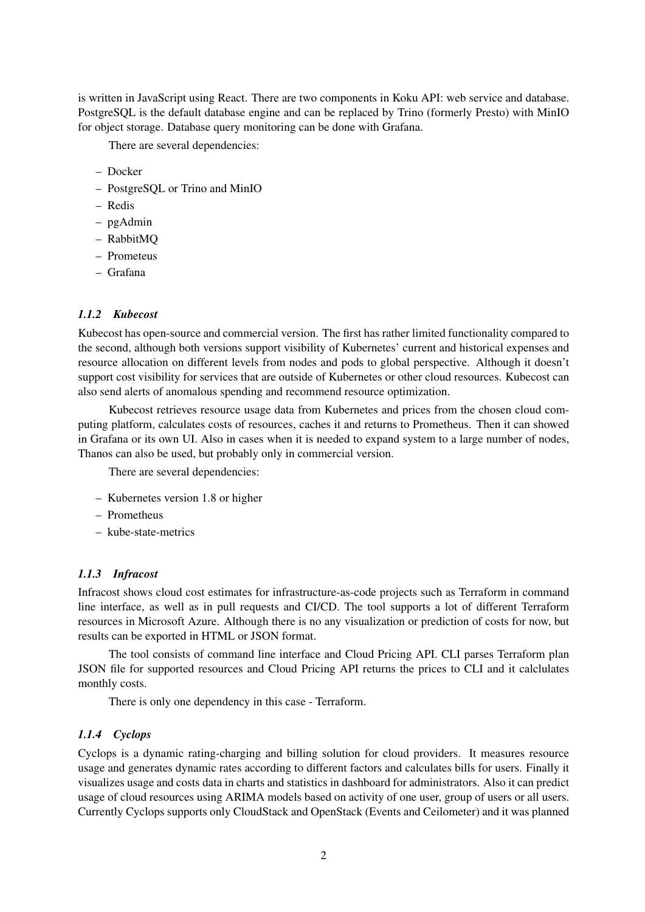is written in JavaScript using React. There are two components in Koku API: web service and database. PostgreSQL is the default database engine and can be replaced by Trino (formerly Presto) with MinIO for object storage. Database query monitoring can be done with Grafana.

There are several dependencies:

- Docker
- PostgreSQL or Trino and MinIO
- Redis
- pgAdmin
- RabbitMQ
- Prometeus
- Grafana

#### *1.1.2 Kubecost*

Kubecost has open-source and commercial version. The first has rather limited functionality compared to the second, although both versions support visibility of Kubernetes' current and historical expenses and resource allocation on different levels from nodes and pods to global perspective. Although it doesn't support cost visibility for services that are outside of Kubernetes or other cloud resources. Kubecost can also send alerts of anomalous spending and recommend resource optimization.

Kubecost retrieves resource usage data from Kubernetes and prices from the chosen cloud computing platform, calculates costs of resources, caches it and returns to Prometheus. Then it can showed in Grafana or its own UI. Also in cases when it is needed to expand system to a large number of nodes, Thanos can also be used, but probably only in commercial version.

There are several dependencies:

- Kubernetes version 1.8 or higher
- Prometheus
- kube-state-metrics

#### *1.1.3 Infracost*

Infracost shows cloud cost estimates for infrastructure-as-code projects such as Terraform in command line interface, as well as in pull requests and CI/CD. The tool supports a lot of different Terraform resources in Microsoft Azure. Although there is no any visualization or prediction of costs for now, but results can be exported in HTML or JSON format.

The tool consists of command line interface and Cloud Pricing API. CLI parses Terraform plan JSON file for supported resources and Cloud Pricing API returns the prices to CLI and it calclulates monthly costs.

There is only one dependency in this case - Terraform.

#### *1.1.4 Cyclops*

Cyclops is a dynamic rating-charging and billing solution for cloud providers. It measures resource usage and generates dynamic rates according to different factors and calculates bills for users. Finally it visualizes usage and costs data in charts and statistics in dashboard for administrators. Also it can predict usage of cloud resources using ARIMA models based on activity of one user, group of users or all users. Currently Cyclops supports only CloudStack and OpenStack (Events and Ceilometer) and it was planned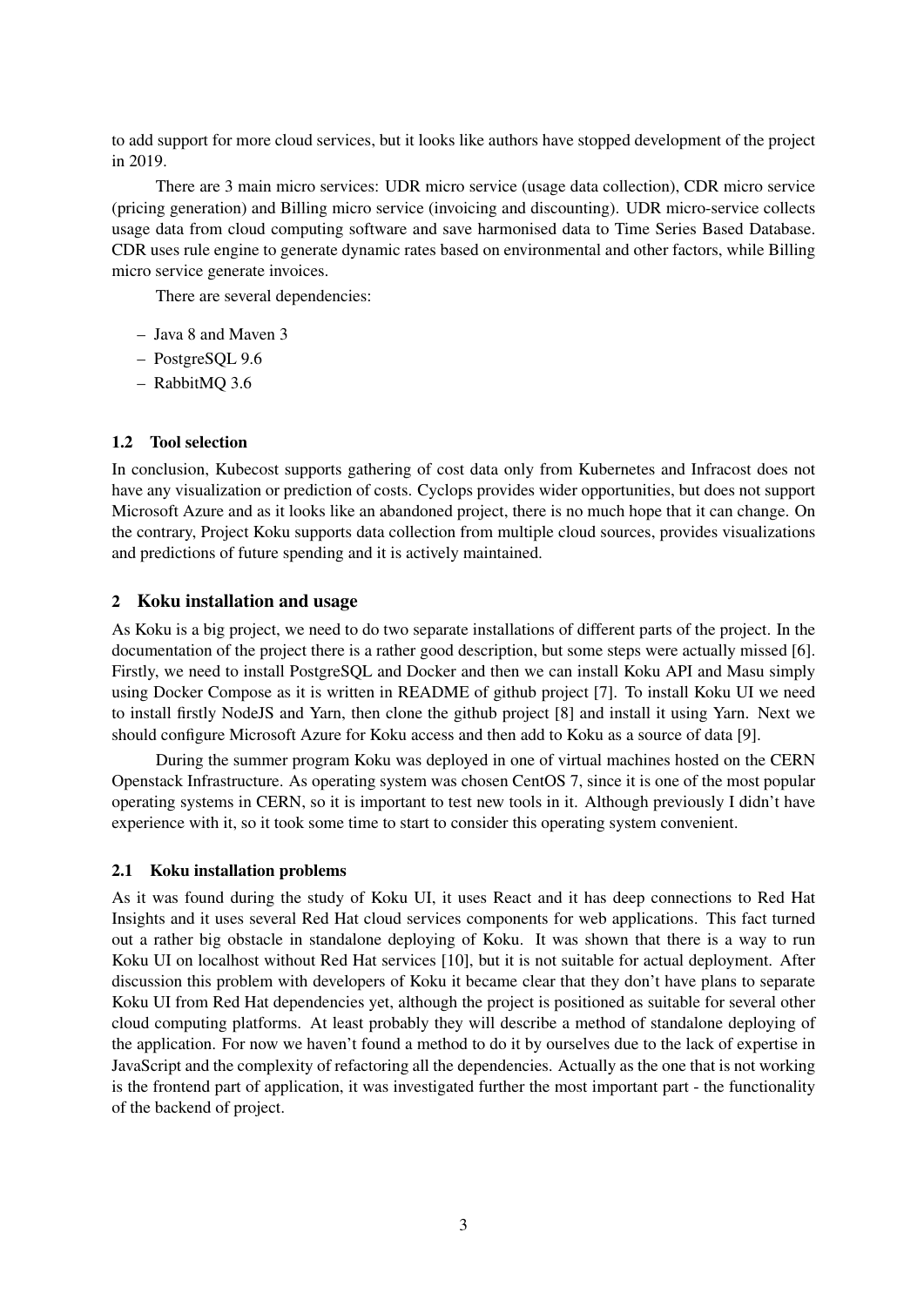to add support for more cloud services, but it looks like authors have stopped development of the project in 2019.

There are 3 main micro services: UDR micro service (usage data collection), CDR micro service (pricing generation) and Billing micro service (invoicing and discounting). UDR micro-service collects usage data from cloud computing software and save harmonised data to Time Series Based Database. CDR uses rule engine to generate dynamic rates based on environmental and other factors, while Billing micro service generate invoices.

There are several dependencies:

- Java 8 and Maven 3
- PostgreSQL 9.6
- RabbitMQ 3.6

### 1.2 Tool selection

In conclusion, Kubecost supports gathering of cost data only from Kubernetes and Infracost does not have any visualization or prediction of costs. Cyclops provides wider opportunities, but does not support Microsoft Azure and as it looks like an abandoned project, there is no much hope that it can change. On the contrary, Project Koku supports data collection from multiple cloud sources, provides visualizations and predictions of future spending and it is actively maintained.

## 2 Koku installation and usage

As Koku is a big project, we need to do two separate installations of different parts of the project. In the documentation of the project there is a rather good description, but some steps were actually missed [6]. Firstly, we need to install PostgreSQL and Docker and then we can install Koku API and Masu simply using Docker Compose as it is written in README of github project [7]. To install Koku UI we need to install firstly NodeJS and Yarn, then clone the github project [8] and install it using Yarn. Next we should configure Microsoft Azure for Koku access and then add to Koku as a source of data [9].

During the summer program Koku was deployed in one of virtual machines hosted on the CERN Openstack Infrastructure. As operating system was chosen CentOS 7, since it is one of the most popular operating systems in CERN, so it is important to test new tools in it. Although previously I didn't have experience with it, so it took some time to start to consider this operating system convenient.

### 2.1 Koku installation problems

As it was found during the study of Koku UI, it uses React and it has deep connections to Red Hat Insights and it uses several Red Hat cloud services components for web applications. This fact turned out a rather big obstacle in standalone deploying of Koku. It was shown that there is a way to run Koku UI on localhost without Red Hat services [10], but it is not suitable for actual deployment. After discussion this problem with developers of Koku it became clear that they don't have plans to separate Koku UI from Red Hat dependencies yet, although the project is positioned as suitable for several other cloud computing platforms. At least probably they will describe a method of standalone deploying of the application. For now we haven't found a method to do it by ourselves due to the lack of expertise in JavaScript and the complexity of refactoring all the dependencies. Actually as the one that is not working is the frontend part of application, it was investigated further the most important part - the functionality of the backend of project.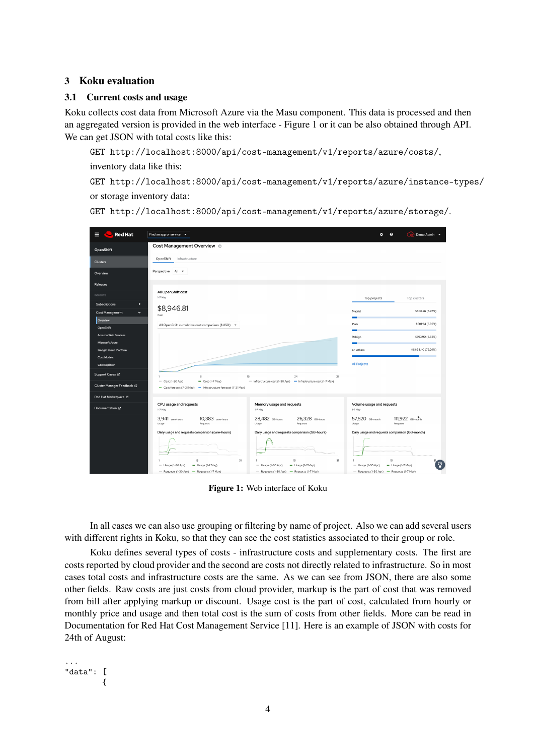## 3 Koku evaluation

### 3.1 Current costs and usage

Koku collects cost data from Microsoft Azure via the Masu component. This data is processed and then an aggregated version is provided in the web interface - Figure 1 or it can be also obtained through API. We can get JSON with total costs like this:

GET `http://localhost:8000/api/cost-management/v1/reports/azure/costs/`,

inventory data like this:

GET `http://localhost:8000/api/cost-management/v1/reports/azure/instance-types/`

or storage inventory data:

GET `http://localhost:8000/api/cost-management/v1/reports/azure/storage/`.

**Figure 1:** Web interface of Koku

In all cases we can also use grouping or filtering by name of project. Also we can add several users with different rights in Koku, so that they can see the cost statistics associated to their group or role.

Koku defines several types of costs - infrastructure costs and supplementary costs. The first are costs reported by cloud provider and the second are costs not directly related to infrastructure. So in most cases total costs and infrastructure costs are the same. As we can see from JSON, there are also some other fields. Raw costs are just costs from cloud provider, markup is the part of cost that was removed from bill after applying markup or discount. Usage cost is the part of cost, calculated from hourly or monthly price and usage and then total cost is the sum of costs from other fields. More can be read in Documentation for Red Hat Cost Management Service [11]. Here is an example of JSON with costs for 24th of August:

```
...
"data": [
        {
```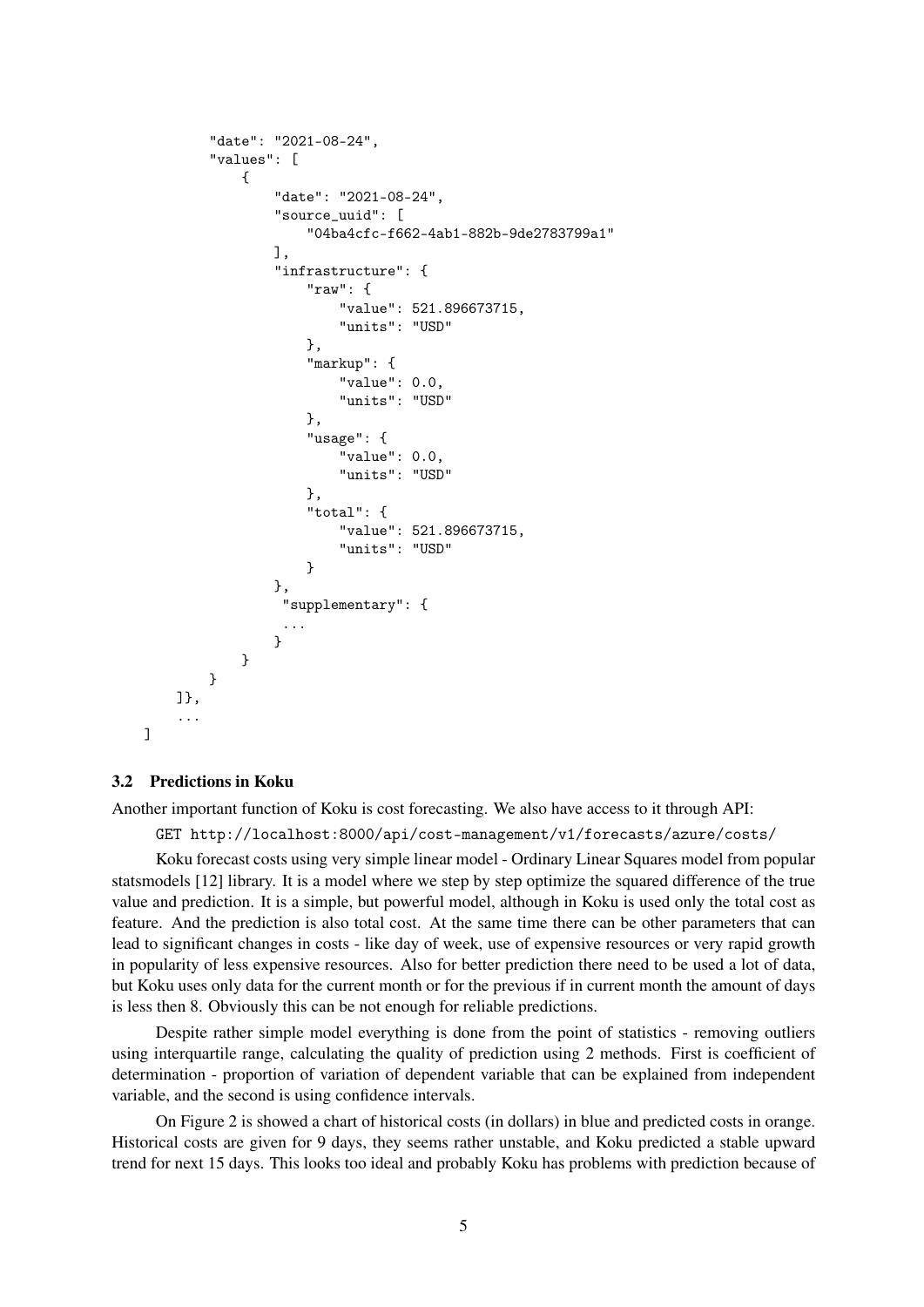```
            "date": "2021-08-24",
            "values": [
                {
                    "date": "2021-08-24",
                    "source_uuid": [
                        "04ba4cfc-f662-4ab1-882b-9de2783799a1"
                    ],
                    "infrastructure": {
                        "raw": {
                            "value": 521.896673715,
                            "units": "USD"
                        },
                        "markup": {
                            "value": 0.0,
                            "units": "USD"
                        },
                        "usage": {
                            "value": 0.0,
                            "units": "USD"
                        },
                        "total": {
                            "value": 521.896673715,
                            "units": "USD"
                        }
                    },
                     "supplementary": {
                     ...
                    }
                }
            }
        ]},
        ...
]
```

### 3.2 Predictions in Koku

Another important function of Koku is cost forecasting. We also have access to it through API:

`GET http://localhost:8000/api/cost-management/v1/forecasts/azure/costs/`

Koku forecast costs using very simple linear model - Ordinary Linear Squares model from popular statsmodels [12] library. It is a model where we step by step optimize the squared difference of the true value and prediction. It is a simple, but powerful model, although in Koku is used only the total cost as feature. And the prediction is also total cost. At the same time there can be other parameters that can lead to significant changes in costs - like day of week, use of expensive resources or very rapid growth in popularity of less expensive resources. Also for better prediction there need to be used a lot of data, but Koku uses only data for the current month or for the previous if in current month the amount of days is less then 8. Obviously this can be not enough for reliable predictions.

Despite rather simple model everything is done from the point of statistics - removing outliers using interquartile range, calculating the quality of prediction using 2 methods. First is coefficient of determination - proportion of variation of dependent variable that can be explained from independent variable, and the second is using confidence intervals.

On Figure 2 is showed a chart of historical costs (in dollars) in blue and predicted costs in orange. Historical costs are given for 9 days, they seems rather unstable, and Koku predicted a stable upward trend for next 15 days. This looks too ideal and probably Koku has problems with prediction because of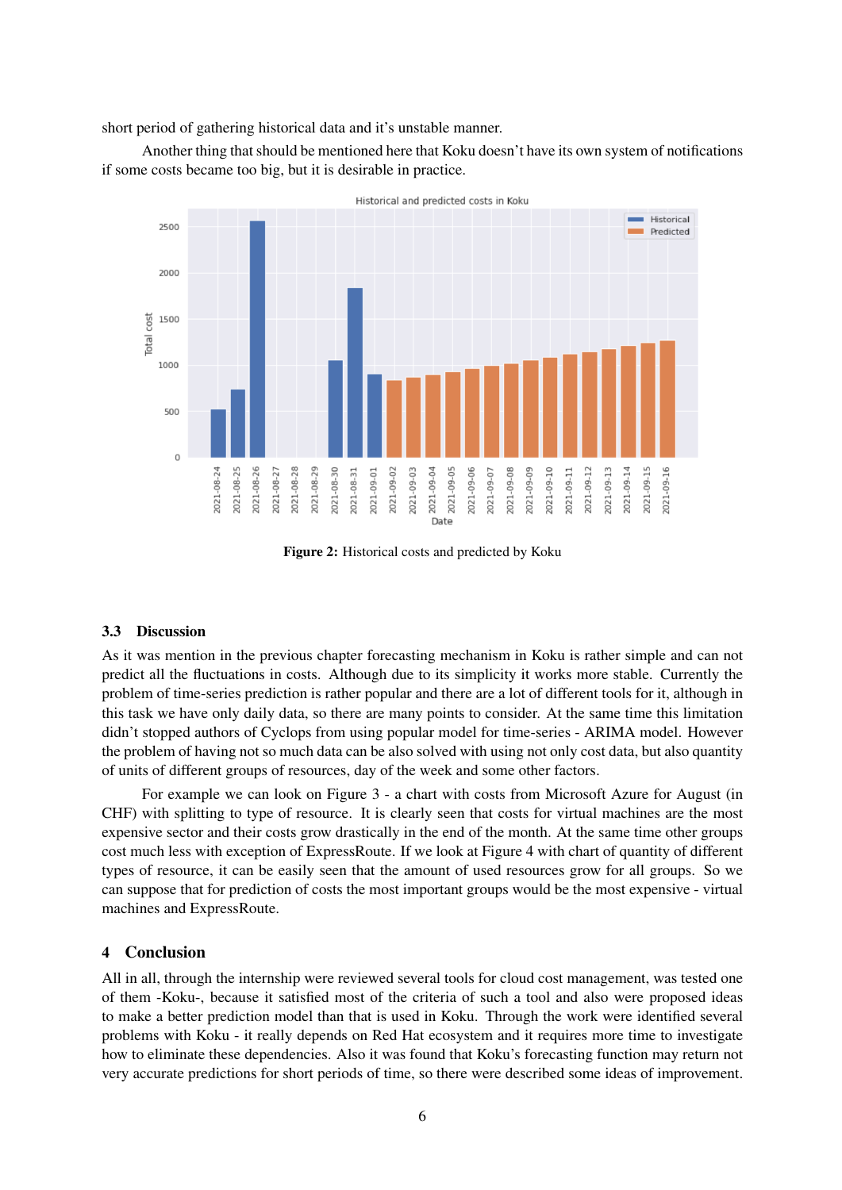short period of gathering historical data and it's unstable manner.

Another thing that should be mentioned here that Koku doesn't have its own system of notifications if some costs became too big, but it is desirable in practice.

**Figure 2:** Historical costs and predicted by Koku

### 3.3 Discussion

As it was mention in the previous chapter forecasting mechanism in Koku is rather simple and can not predict all the fluctuations in costs. Although due to its simplicity it works more stable. Currently the problem of time-series prediction is rather popular and there are a lot of different tools for it, although in this task we have only daily data, so there are many points to consider. At the same time this limitation didn't stopped authors of Cyclops from using popular model for time-series - ARIMA model. However the problem of having not so much data can be also solved with using not only cost data, but also quantity of units of different groups of resources, day of the week and some other factors.

For example we can look on Figure 3 - a chart with costs from Microsoft Azure for August (in CHF) with splitting to type of resource. It is clearly seen that costs for virtual machines are the most expensive sector and their costs grow drastically in the end of the month. At the same time other groups cost much less with exception of ExpressRoute. If we look at Figure 4 with chart of quantity of different types of resource, it can be easily seen that the amount of used resources grow for all groups. So we can suppose that for prediction of costs the most important groups would be the most expensive - virtual machines and ExpressRoute.

## 4 Conclusion

All in all, through the internship were reviewed several tools for cloud cost management, was tested one of them -Koku-, because it satisfied most of the criteria of such a tool and also were proposed ideas to make a better prediction model than that is used in Koku. Through the work were identified several problems with Koku - it really depends on Red Hat ecosystem and it requires more time to investigate how to eliminate these dependencies. Also it was found that Koku's forecasting function may return not very accurate predictions for short periods of time, so there were described some ideas of improvement.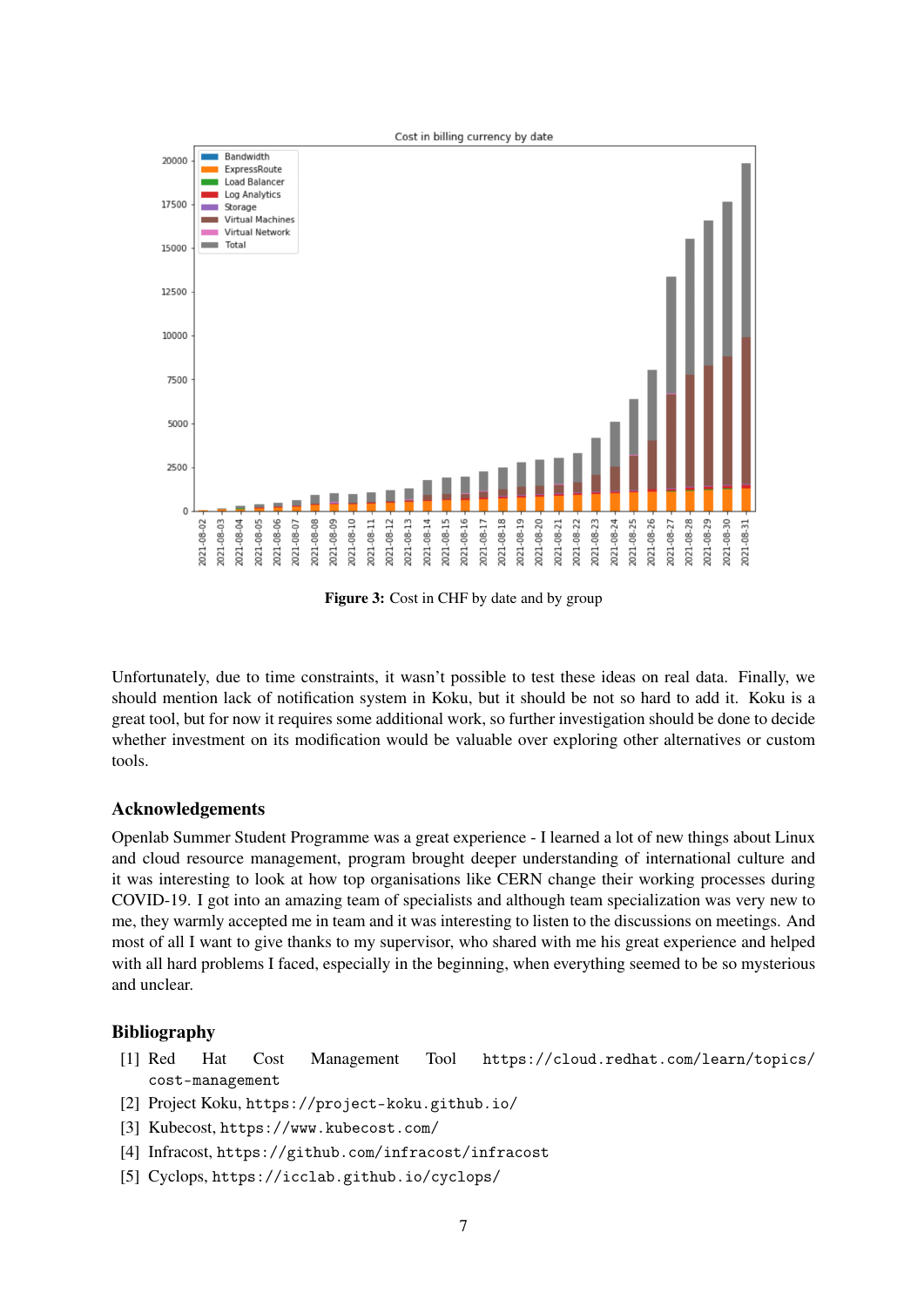**Figure 3:** Cost in CHF by date and by group

Unfortunately, due to time constraints, it wasn't possible to test these ideas on real data. Finally, we should mention lack of notification system in Koku, but it should be not so hard to add it. Koku is a great tool, but for now it requires some additional work, so further investigation should be done to decide whether investment on its modification would be valuable over exploring other alternatives or custom tools.

## Acknowledgements

Openlab Summer Student Programme was a great experience - I learned a lot of new things about Linux and cloud resource management, program brought deeper understanding of international culture and it was interesting to look at how top organisations like CERN change their working processes during COVID-19. I got into an amazing team of specialists and although team specialization was very new to me, they warmly accepted me in team and it was interesting to listen to the discussions on meetings. And most of all I want to give thanks to my supervisor, who shared with me his great experience and helped with all hard problems I faced, especially in the beginning, when everything seemed to be so mysterious and unclear.

## Bibliography

[1] Red Hat Cost Management Tool `https://cloud.redhat.com/learn/topics/cost-management`

[2] Project Koku, `https://project-koku.github.io/`

[3] Kubecost, `https://www.kubecost.com/`

[4] Infracost, `https://github.com/infracost/infracost`

[5] Cyclops, `https://icclab.github.io/cyclops/`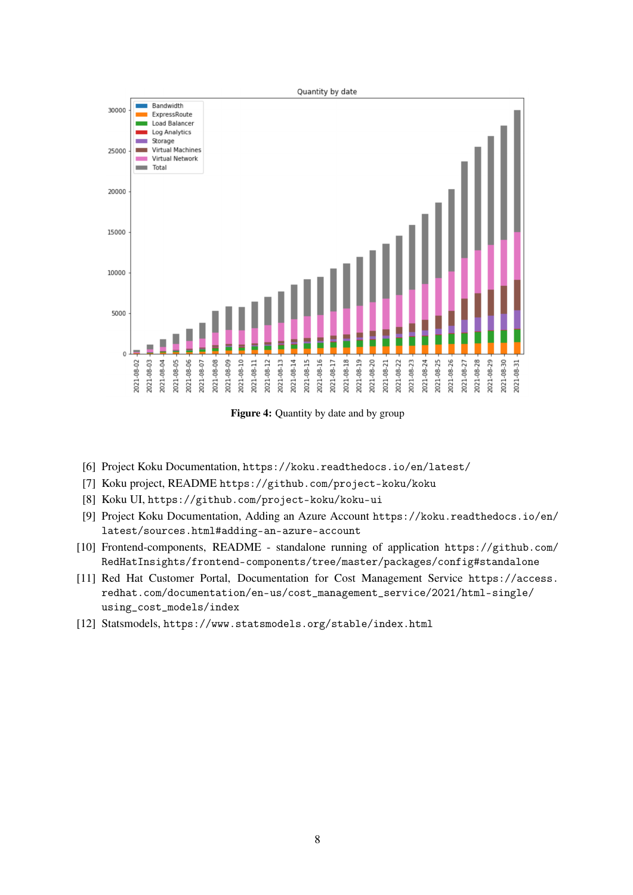Quantity by date

30000
25000
20000
15000
10000
5000
0

Bandwidth
ExpressRoute
Load Balancer
Log Analytics
Storage
Virtual Machines
Virtual Network
Total

2021-08-02
2021-08-03
2021-08-04
2021-08-05
2021-08-06
2021-08-07
2021-08-08
2021-08-09
2021-08-10
2021-08-11
2021-08-12
2021-08-13
2021-08-14
2021-08-15
2021-08-16
2021-08-17
2021-08-18
2021-08-19
2021-08-20
2021-08-21
2021-08-22
2021-08-23
2021-08-24
2021-08-25
2021-08-26
2021-08-27
2021-08-28
2021-08-29
2021-08-30
2021-08-31

**Figure 4:** Quantity by date and by group

[6] Project Koku Documentation, https://koku.readthedocs.io/en/latest/

[7] Koku project, README https://github.com/project-koku/koku

[8] Koku UI, https://github.com/project-koku/koku-ui

[9] Project Koku Documentation, Adding an Azure Account https://koku.readthedocs.io/en/latest/sources.html#adding-an-azure-account

[10] Frontend-components, README - standalone running of application https://github.com/RedHatInsights/frontend-components/tree/master/packages/config#standalone

[11] Red Hat Customer Portal, Documentation for Cost Management Service https://access.redhat.com/documentation/en-us/cost_management_service/2021/html-single/using_cost_models/index

[12] Statsmodels, https://www.statsmodels.org/stable/index.html